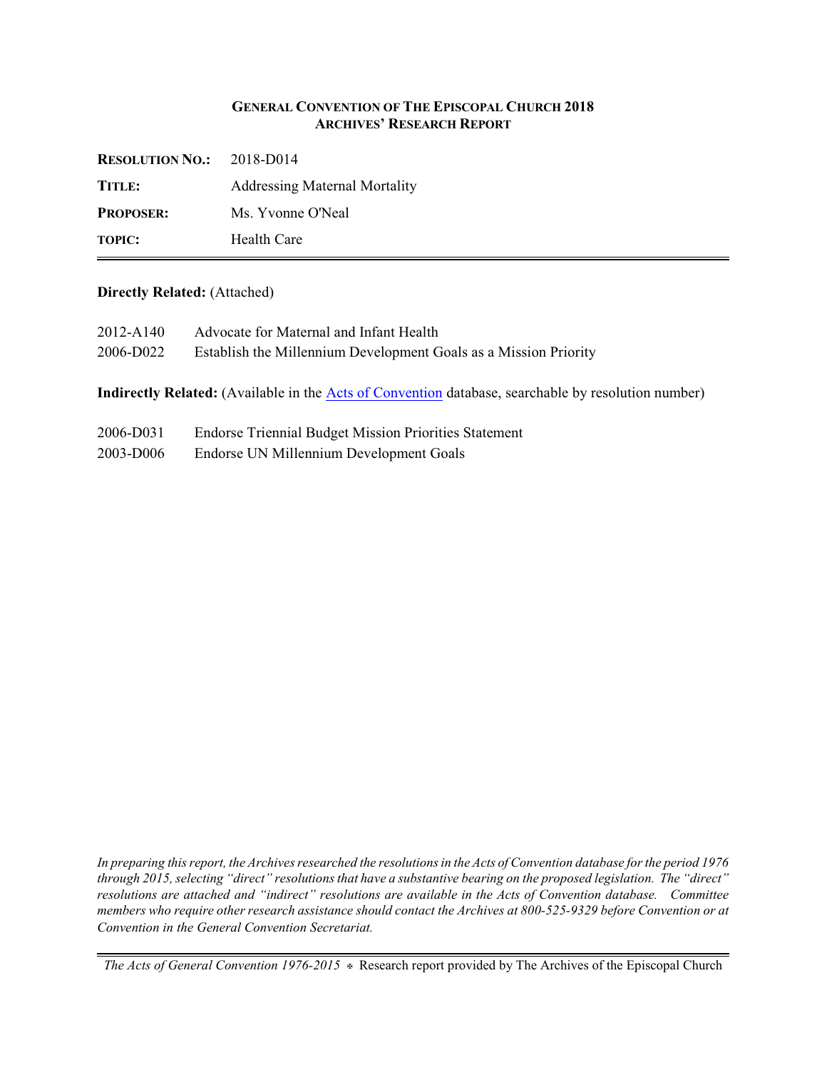# General Convention of The Episcopal Church 2018
## Archives' Research Report

| | |
|---|---|
| **Resolution No.:** | 2018-D014 |
| **Title:** | Addressing Maternal Mortality |
| **Proposer:** | Ms. Yvonne O'Neal |
| **Topic:** | Health Care |

**Directly Related:** (Attached)

| | |
|---|---|
| 2012-A140 | Advocate for Maternal and Infant Health |
| 2006-D022 | Establish the Millennium Development Goals as a Mission Priority |

**Indirectly Related:** (Available in the Acts of Convention database, searchable by resolution number)

| | |
|---|---|
| 2006-D031 | Endorse Triennial Budget Mission Priorities Statement |
| 2003-D006 | Endorse UN Millennium Development Goals |

*In preparing this report, the Archives researched the resolutions in the Acts of Convention database for the period 1976 through 2015, selecting "direct" resolutions that have a substantive bearing on the proposed legislation. The "direct" resolutions are attached and "indirect" resolutions are available in the Acts of Convention database. Committee members who require other research assistance should contact the Archives at 800-525-9329 before Convention or at Convention in the General Convention Secretariat.*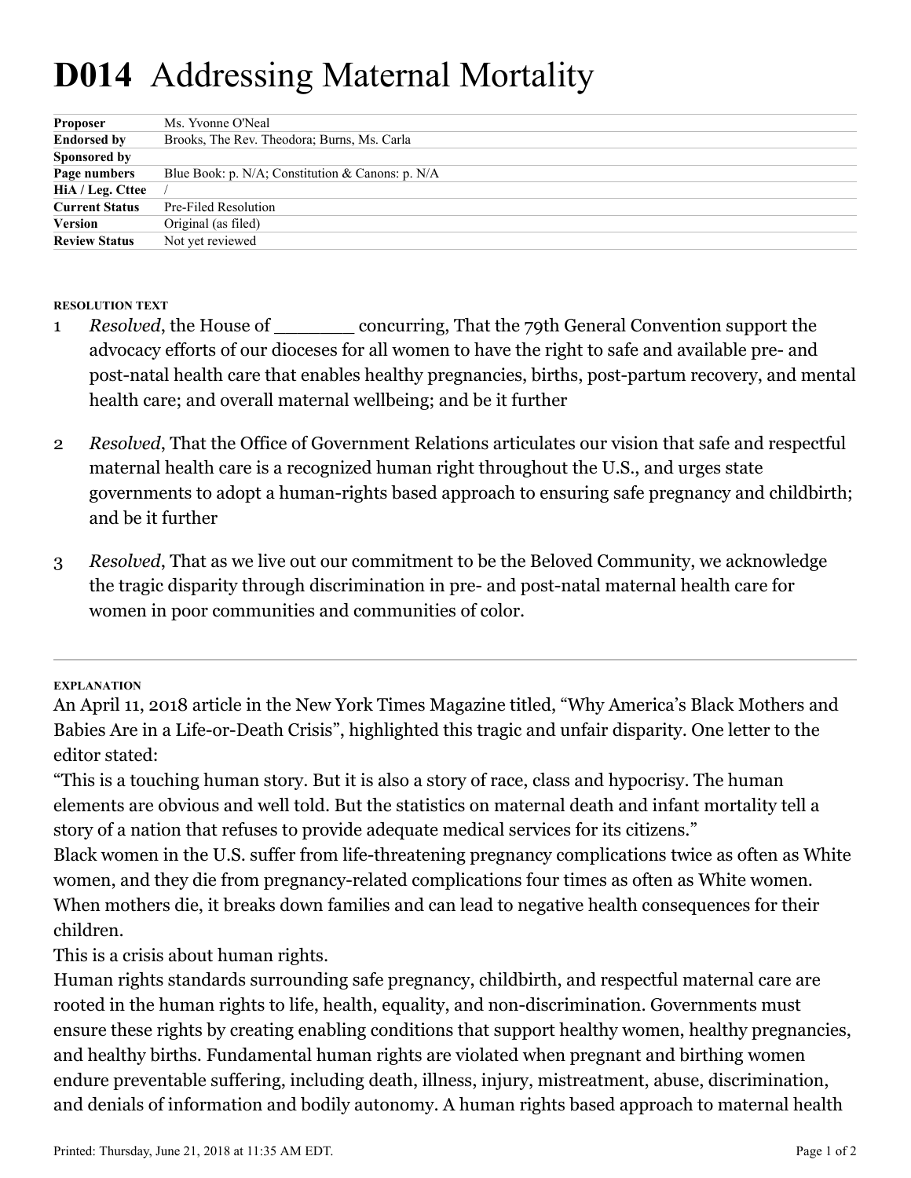# D014 Addressing Maternal Mortality

| | |
|---|---|
| **Proposer** | Ms. Yvonne O'Neal |
| **Endorsed by** | Brooks, The Rev. Theodora; Burns, Ms. Carla |
| **Sponsored by** | |
| **Page numbers** | Blue Book: p. N/A; Constitution & Canons: p. N/A |
| **HiA / Leg. Cttee** | / |
| **Current Status** | Pre-Filed Resolution |
| **Version** | Original (as filed) |
| **Review Status** | Not yet reviewed |

###### RESOLUTION TEXT

1 *Resolved*, the House of _______ concurring, That the 79th General Convention support the advocacy efforts of our dioceses for all women to have the right to safe and available pre- and post-natal health care that enables healthy pregnancies, births, post-partum recovery, and mental health care; and overall maternal wellbeing; and be it further

2 *Resolved*, That the Office of Government Relations articulates our vision that safe and respectful maternal health care is a recognized human right throughout the U.S., and urges state governments to adopt a human-rights based approach to ensuring safe pregnancy and childbirth; and be it further

3 *Resolved*, That as we live out our commitment to be the Beloved Community, we acknowledge the tragic disparity through discrimination in pre- and post-natal maternal health care for women in poor communities and communities of color.

###### EXPLANATION

An April 11, 2018 article in the New York Times Magazine titled, "Why America's Black Mothers and Babies Are in a Life-or-Death Crisis", highlighted this tragic and unfair disparity. One letter to the editor stated:

"This is a touching human story. But it is also a story of race, class and hypocrisy. The human elements are obvious and well told. But the statistics on maternal death and infant mortality tell a story of a nation that refuses to provide adequate medical services for its citizens."

Black women in the U.S. suffer from life-threatening pregnancy complications twice as often as White women, and they die from pregnancy-related complications four times as often as White women. When mothers die, it breaks down families and can lead to negative health consequences for their children.

This is a crisis about human rights.

Human rights standards surrounding safe pregnancy, childbirth, and respectful maternal care are rooted in the human rights to life, health, equality, and non-discrimination. Governments must ensure these rights by creating enabling conditions that support healthy women, healthy pregnancies, and healthy births. Fundamental human rights are violated when pregnant and birthing women endure preventable suffering, including death, illness, injury, mistreatment, abuse, discrimination, and denials of information and bodily autonomy. A human rights based approach to maternal health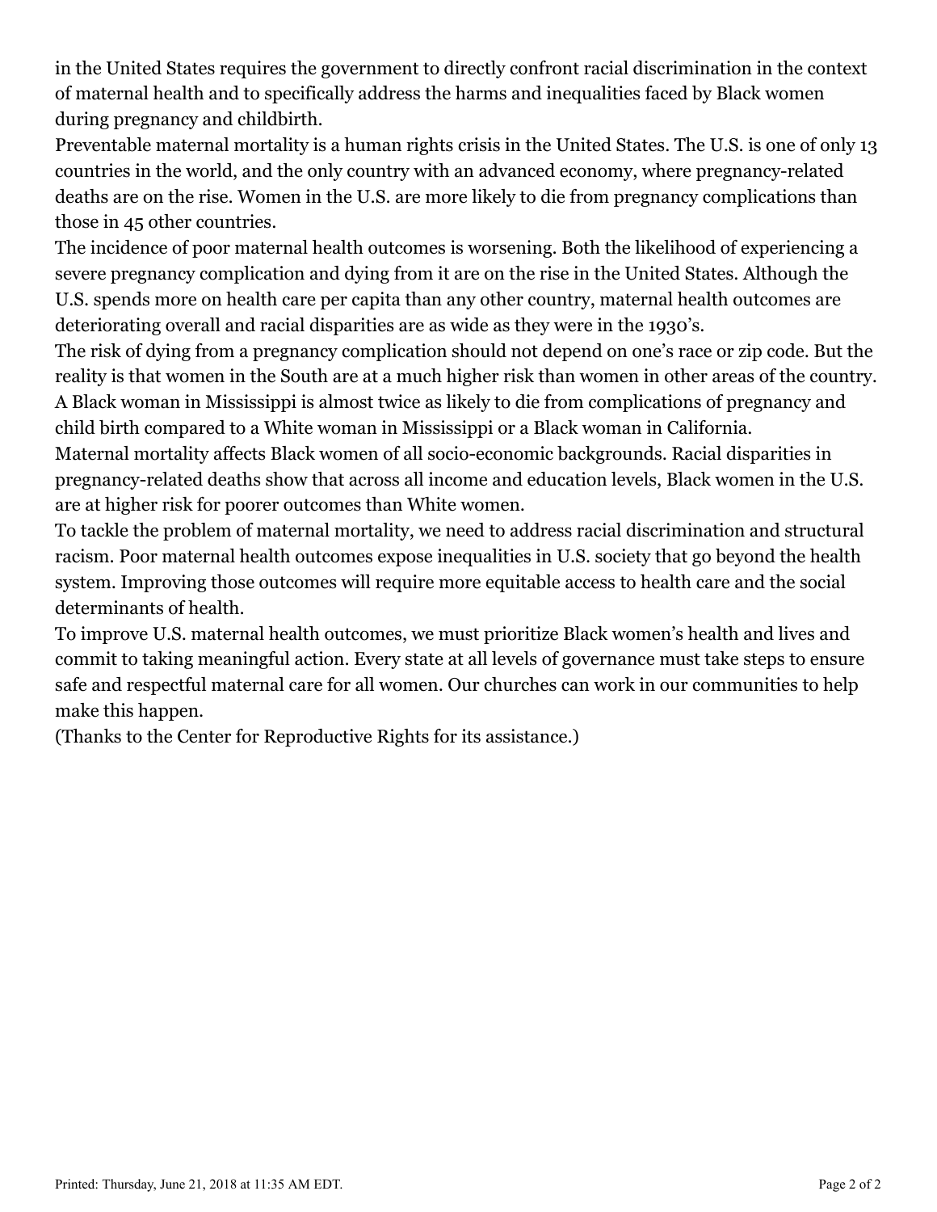in the United States requires the government to directly confront racial discrimination in the context of maternal health and to specifically address the harms and inequalities faced by Black women during pregnancy and childbirth.

Preventable maternal mortality is a human rights crisis in the United States. The U.S. is one of only 13 countries in the world, and the only country with an advanced economy, where pregnancy-related deaths are on the rise. Women in the U.S. are more likely to die from pregnancy complications than those in 45 other countries.

The incidence of poor maternal health outcomes is worsening. Both the likelihood of experiencing a severe pregnancy complication and dying from it are on the rise in the United States. Although the U.S. spends more on health care per capita than any other country, maternal health outcomes are deteriorating overall and racial disparities are as wide as they were in the 1930's.

The risk of dying from a pregnancy complication should not depend on one's race or zip code. But the reality is that women in the South are at a much higher risk than women in other areas of the country. A Black woman in Mississippi is almost twice as likely to die from complications of pregnancy and child birth compared to a White woman in Mississippi or a Black woman in California.

Maternal mortality affects Black women of all socio-economic backgrounds. Racial disparities in pregnancy-related deaths show that across all income and education levels, Black women in the U.S. are at higher risk for poorer outcomes than White women.

To tackle the problem of maternal mortality, we need to address racial discrimination and structural racism. Poor maternal health outcomes expose inequalities in U.S. society that go beyond the health system. Improving those outcomes will require more equitable access to health care and the social determinants of health.

To improve U.S. maternal health outcomes, we must prioritize Black women's health and lives and commit to taking meaningful action. Every state at all levels of governance must take steps to ensure safe and respectful maternal care for all women. Our churches can work in our communities to help make this happen.

(Thanks to the Center for Reproductive Rights for its assistance.)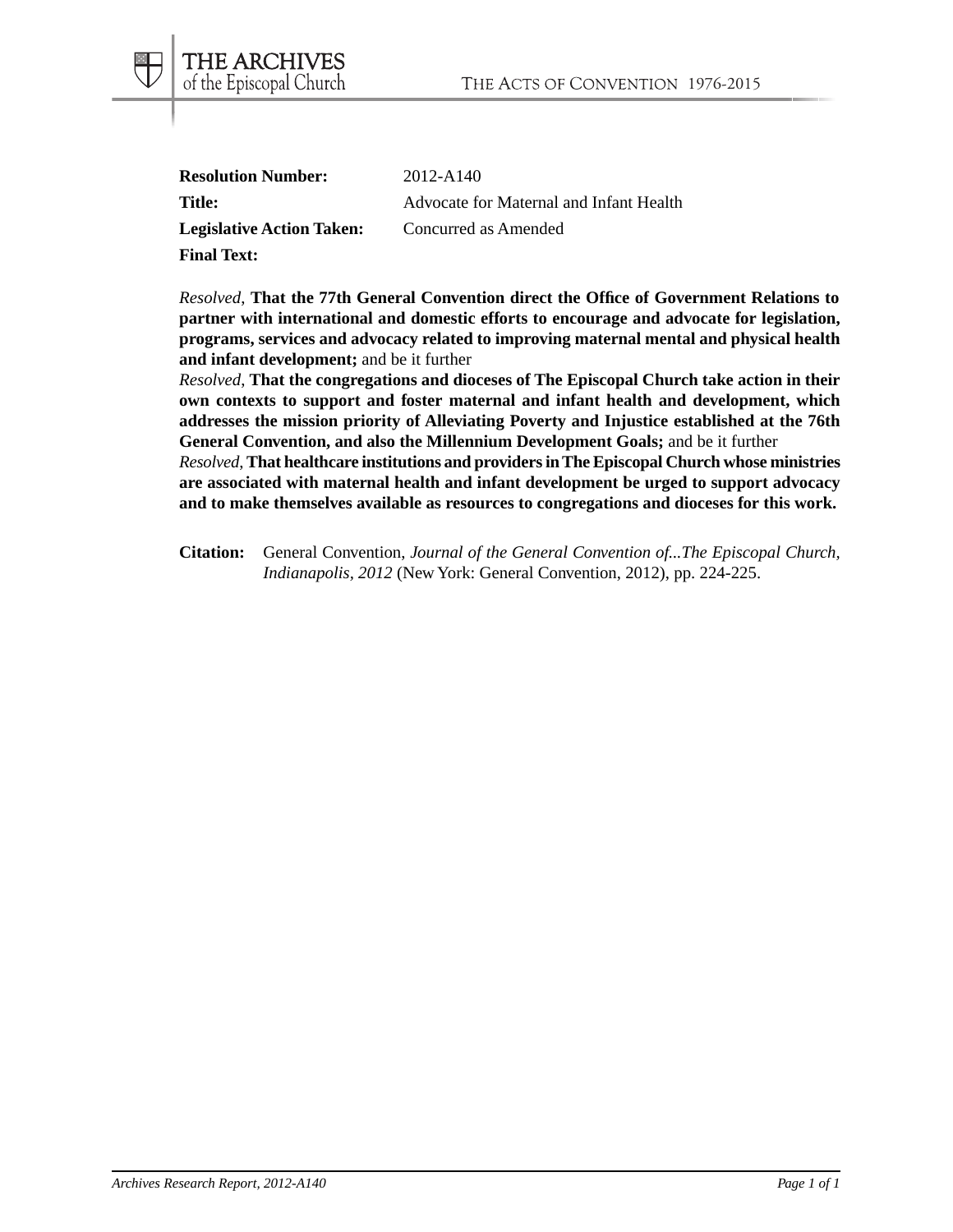**Resolution Number:** 2012-A140

**Title:** Advocate for Maternal and Infant Health

**Legislative Action Taken:** Concurred as Amended

**Final Text:**

*Resolved,* **That the 77th General Convention direct the Office of Government Relations to partner with international and domestic efforts to encourage and advocate for legislation, programs, services and advocacy related to improving maternal mental and physical health and infant development;** and be it further

*Resolved,* **That the congregations and dioceses of The Episcopal Church take action in their own contexts to support and foster maternal and infant health and development, which addresses the mission priority of Alleviating Poverty and Injustice established at the 76th General Convention, and also the Millennium Development Goals;** and be it further

*Resolved,* **That healthcare institutions and providers in The Episcopal Church whose ministries are associated with maternal health and infant development be urged to support advocacy and to make themselves available as resources to congregations and dioceses for this work.**

**Citation:** General Convention, *Journal of the General Convention of...The Episcopal Church, Indianapolis, 2012* (New York: General Convention, 2012), pp. 224-225.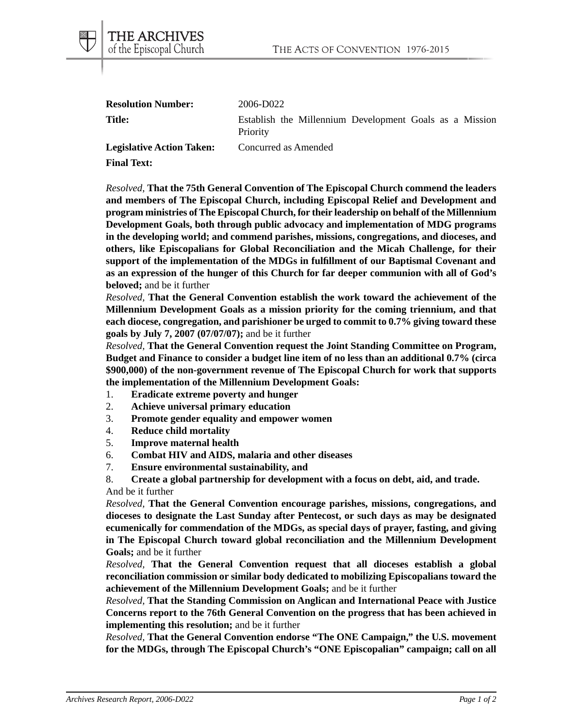**Resolution Number:** 2006-D022

**Title:** Establish the Millennium Development Goals as a Mission Priority

**Legislative Action Taken:** Concurred as Amended

**Final Text:**

*Resolved,* **That the 75th General Convention of The Episcopal Church commend the leaders and members of The Episcopal Church, including Episcopal Relief and Development and program ministries of The Episcopal Church, for their leadership on behalf of the Millennium Development Goals, both through public advocacy and implementation of MDG programs in the developing world; and commend parishes, missions, congregations, and dioceses, and others, like Episcopalians for Global Reconciliation and the Micah Challenge, for their support of the implementation of the MDGs in fulfillment of our Baptismal Covenant and as an expression of the hunger of this Church for far deeper communion with all of God's beloved;** and be it further

*Resolved,* **That the General Convention establish the work toward the achievement of the Millennium Development Goals as a mission priority for the coming triennium, and that each diocese, congregation, and parishioner be urged to commit to 0.7% giving toward these goals by July 7, 2007 (07/07/07);** and be it further

*Resolved,* **That the General Convention request the Joint Standing Committee on Program, Budget and Finance to consider a budget line item of no less than an additional 0.7% (circa $900,000) of the non-government revenue of The Episcopal Church for work that supports the implementation of the Millennium Development Goals:**

1. **Eradicate extreme poverty and hunger**
2. **Achieve universal primary education**
3. **Promote gender equality and empower women**
4. **Reduce child mortality**
5. **Improve maternal health**
6. **Combat HIV and AIDS, malaria and other diseases**
7. **Ensure environmental sustainability, and**
8. **Create a global partnership for development with a focus on debt, aid, and trade.**

And be it further

*Resolved,* **That the General Convention encourage parishes, missions, congregations, and dioceses to designate the Last Sunday after Pentecost, or such days as may be designated ecumenically for commendation of the MDGs, as special days of prayer, fasting, and giving in The Episcopal Church toward global reconciliation and the Millennium Development Goals;** and be it further

*Resolved,* **That the General Convention request that all dioceses establish a global reconciliation commission or similar body dedicated to mobilizing Episcopalians toward the achievement of the Millennium Development Goals;** and be it further

*Resolved,* **That the Standing Commission on Anglican and International Peace with Justice Concerns report to the 76th General Convention on the progress that has been achieved in implementing this resolution;** and be it further

*Resolved,* **That the General Convention endorse "The ONE Campaign," the U.S. movement for the MDGs, through The Episcopal Church's "ONE Episcopalian" campaign; call on all**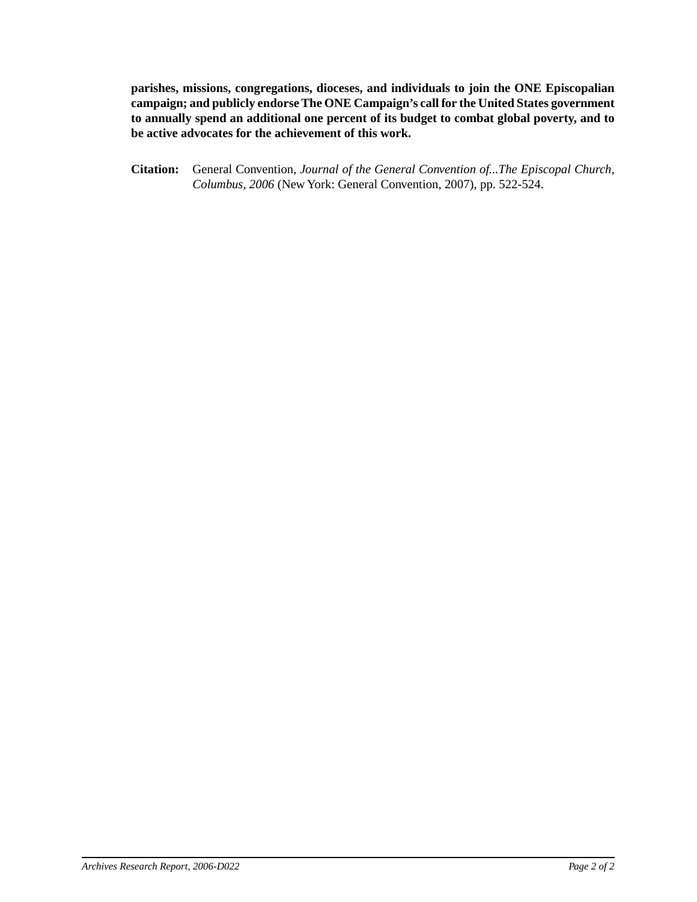**parishes, missions, congregations, dioceses, and individuals to join the ONE Episcopalian campaign; and publicly endorse The ONE Campaign's call for the United States government to annually spend an additional one percent of its budget to combat global poverty, and to be active advocates for the achievement of this work.**

**Citation:** General Convention, *Journal of the General Convention of...The Episcopal Church, Columbus, 2006* (New York: General Convention, 2007), pp. 522-524.